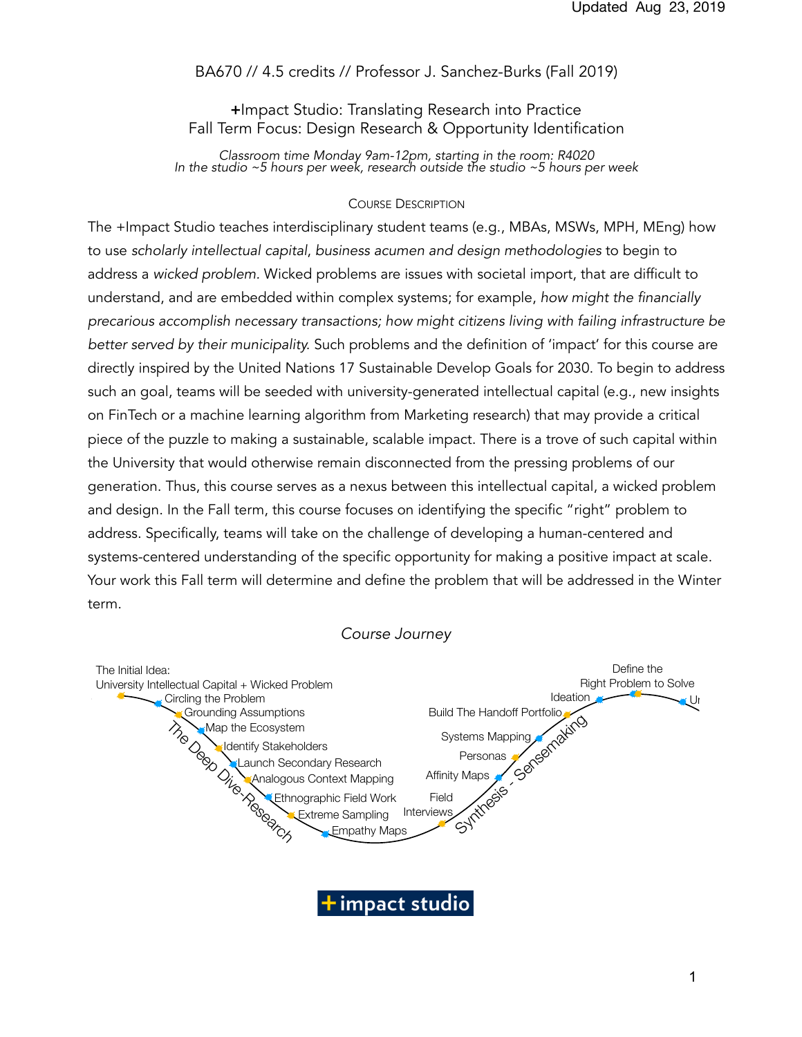Updated Aug 23, 2019

BA670 // 4.5 credits // Professor J. Sanchez-Burks (Fall 2019)

# +Impact Studio: Translating Research into Practice
## Fall Term Focus: Design Research & Opportunity Identification

*Classroom time Monday 9am-12pm, starting in the room: R4020*
*In the studio ~5 hours per week, research outside the studio ~5 hours per week*

### Course Description

The +Impact Studio teaches interdisciplinary student teams (e.g., MBAs, MSWs, MPH, MEng) how to use *scholarly intellectual capital*, *business acumen and design methodologies* to begin to address a *wicked problem*. Wicked problems are issues with societal import, that are difficult to understand, and are embedded within complex systems; for example, *how might the financially precarious accomplish necessary transactions; how might citizens living with failing infrastructure be better served by their municipality.* Such problems and the definition of 'impact' for this course are directly inspired by the United Nations 17 Sustainable Develop Goals for 2030. To begin to address such an goal, teams will be seeded with university-generated intellectual capital (e.g., new insights on FinTech or a machine learning algorithm from Marketing research) that may provide a critical piece of the puzzle to making a sustainable, scalable impact. There is a trove of such capital within the University that would otherwise remain disconnected from the pressing problems of our generation. Thus, this course serves as a nexus between this intellectual capital, a wicked problem and design. In the Fall term, this course focuses on identifying the specific "right" problem to address. Specifically, teams will take on the challenge of developing a human-centered and systems-centered understanding of the specific opportunity for making a positive impact at scale. Your work this Fall term will determine and define the problem that will be addressed in the Winter term.

*Course Journey*

The Initial Idea: University Intellectual Capital + Wicked Problem

The Deep Dive-Research:
- Circling the Problem
- Grounding Assumptions
- Map the Ecosystem
- Identify Stakeholders
- Launch Secondary Research
- Analogous Context Mapping
- Ethnographic Field Work
- Extreme Sampling
- Empathy Maps

Synthesis - Sensemaking:
- Field Interviews
- Affinity Maps
- Personas
- Systems Mapping
- Build The Handoff Portfolio
- Ideation

Define the Right Problem to Solve

Ur

+impact studio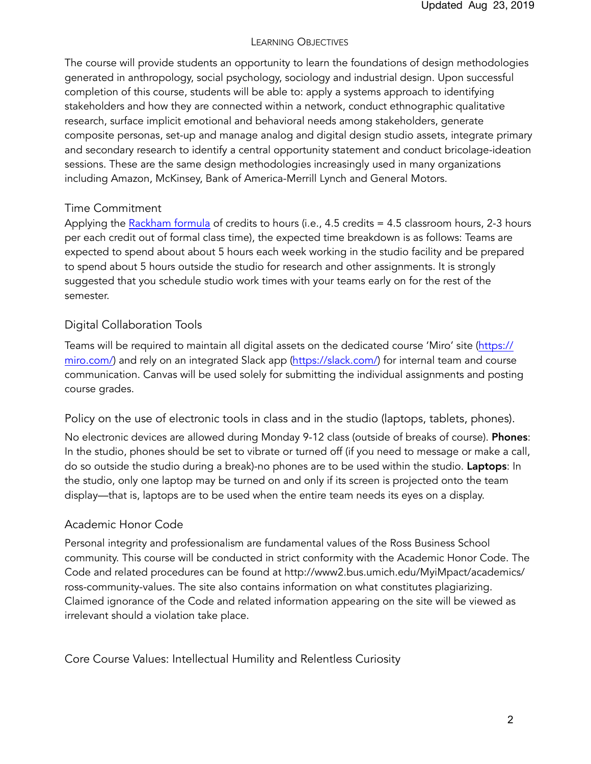## Learning Objectives

The course will provide students an opportunity to learn the foundations of design methodologies generated in anthropology, social psychology, sociology and industrial design. Upon successful completion of this course, students will be able to: apply a systems approach to identifying stakeholders and how they are connected within a network, conduct ethnographic qualitative research, surface implicit emotional and behavioral needs among stakeholders, generate composite personas, set-up and manage analog and digital design studio assets, integrate primary and secondary research to identify a central opportunity statement and conduct bricolage-ideation sessions. These are the same design methodologies increasingly used in many organizations including Amazon, McKinsey, Bank of America-Merrill Lynch and General Motors.

### Time Commitment

Applying the Rackham formula of credits to hours (i.e., 4.5 credits = 4.5 classroom hours, 2-3 hours per each credit out of formal class time), the expected time breakdown is as follows: Teams are expected to spend about about 5 hours each week working in the studio facility and be prepared to spend about 5 hours outside the studio for research and other assignments. It is strongly suggested that you schedule studio work times with your teams early on for the rest of the semester.

### Digital Collaboration Tools

Teams will be required to maintain all digital assets on the dedicated course 'Miro' site (https://miro.com/) and rely on an integrated Slack app (https://slack.com/) for internal team and course communication. Canvas will be used solely for submitting the individual assignments and posting course grades.

### Policy on the use of electronic tools in class and in the studio (laptops, tablets, phones).

No electronic devices are allowed during Monday 9-12 class (outside of breaks of course). **Phones**: In the studio, phones should be set to vibrate or turned off (if you need to message or make a call, do so outside the studio during a break)-no phones are to be used within the studio. **Laptops**: In the studio, only one laptop may be turned on and only if its screen is projected onto the team display—that is, laptops are to be used when the entire team needs its eyes on a display.

### Academic Honor Code

Personal integrity and professionalism are fundamental values of the Ross Business School community. This course will be conducted in strict conformity with the Academic Honor Code. The Code and related procedures can be found at http://www2.bus.umich.edu/MyiMpact/academics/ross-community-values. The site also contains information on what constitutes plagiarizing. Claimed ignorance of the Code and related information appearing on the site will be viewed as irrelevant should a violation take place.

### Core Course Values: Intellectual Humility and Relentless Curiosity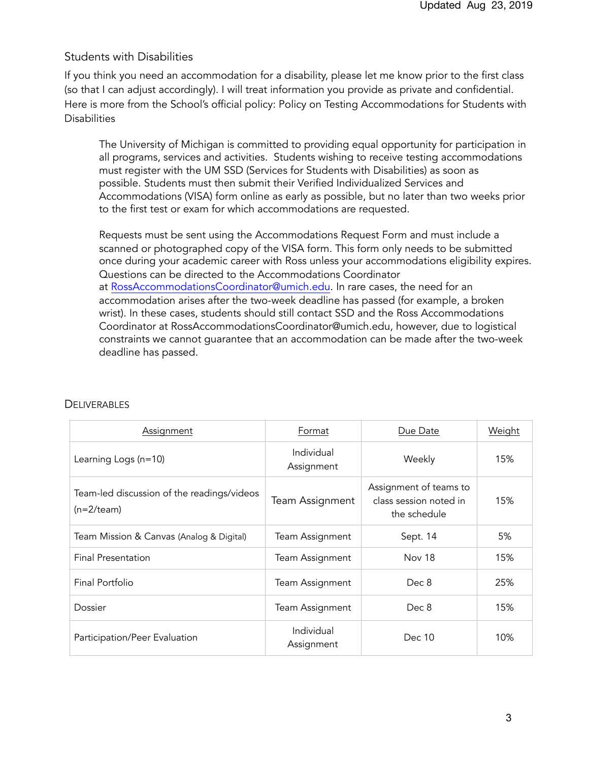## Students with Disabilities

If you think you need an accommodation for a disability, please let me know prior to the first class (so that I can adjust accordingly). I will treat information you provide as private and confidential. Here is more from the School's official policy: Policy on Testing Accommodations for Students with Disabilities

> The University of Michigan is committed to providing equal opportunity for participation in all programs, services and activities. Students wishing to receive testing accommodations must register with the UM SSD (Services for Students with Disabilities) as soon as possible. Students must then submit their Verified Individualized Services and Accommodations (VISA) form online as early as possible, but no later than two weeks prior to the first test or exam for which accommodations are requested.
>
> Requests must be sent using the Accommodations Request Form and must include a scanned or photographed copy of the VISA form. This form only needs to be submitted once during your academic career with Ross unless your accommodations eligibility expires. Questions can be directed to the Accommodations Coordinator at RossAccommodationsCoordinator@umich.edu. In rare cases, the need for an accommodation arises after the two-week deadline has passed (for example, a broken wrist). In these cases, students should still contact SSD and the Ross Accommodations Coordinator at RossAccommodationsCoordinator@umich.edu, however, due to logistical constraints we cannot guarantee that an accommodation can be made after the two-week deadline has passed.

## DELIVERABLES

| Assignment | Format | Due Date | Weight |
|---|---|---|---|
| Learning Logs (n=10) | Individual Assignment | Weekly | 15% |
| Team-led discussion of the readings/videos (n=2/team) | Team Assignment | Assignment of teams to class session noted in the schedule | 15% |
| Team Mission & Canvas (Analog & Digital) | Team Assignment | Sept. 14 | 5% |
| Final Presentation | Team Assignment | Nov 18 | 15% |
| Final Portfolio | Team Assignment | Dec 8 | 25% |
| Dossier | Team Assignment | Dec 8 | 15% |
| Participation/Peer Evaluation | Individual Assignment | Dec 10 | 10% |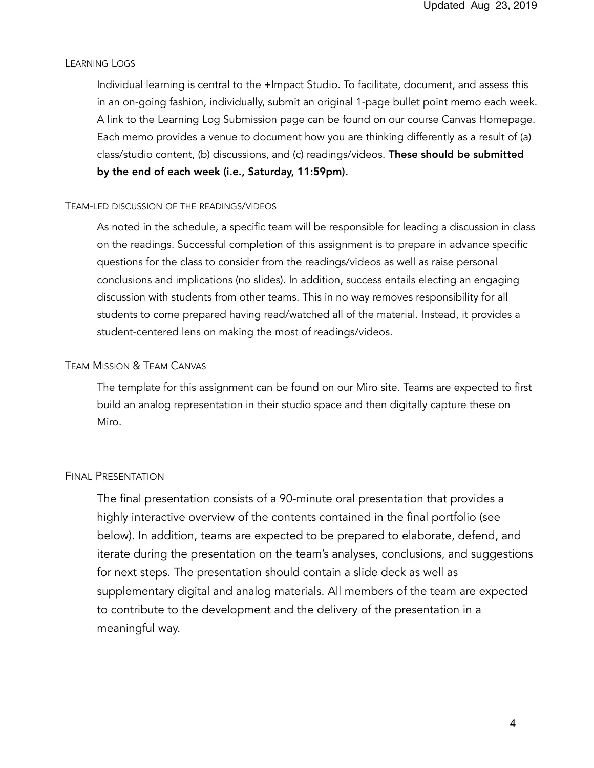### Learning Logs

Individual learning is central to the +Impact Studio. To facilitate, document, and assess this in an on-going fashion, individually, submit an original 1-page bullet point memo each week. A link to the Learning Log Submission page can be found on our course Canvas Homepage. Each memo provides a venue to document how you are thinking differently as a result of (a) class/studio content, (b) discussions, and (c) readings/videos. **These should be submitted by the end of each week (i.e., Saturday, 11:59pm).**

### Team-led discussion of the readings/videos

As noted in the schedule, a specific team will be responsible for leading a discussion in class on the readings. Successful completion of this assignment is to prepare in advance specific questions for the class to consider from the readings/videos as well as raise personal conclusions and implications (no slides). In addition, success entails electing an engaging discussion with students from other teams. This in no way removes responsibility for all students to come prepared having read/watched all of the material. Instead, it provides a student-centered lens on making the most of readings/videos.

### Team Mission & Team Canvas

The template for this assignment can be found on our Miro site. Teams are expected to first build an analog representation in their studio space and then digitally capture these on Miro.

### Final Presentation

The final presentation consists of a 90-minute oral presentation that provides a highly interactive overview of the contents contained in the final portfolio (see below). In addition, teams are expected to be prepared to elaborate, defend, and iterate during the presentation on the team's analyses, conclusions, and suggestions for next steps. The presentation should contain a slide deck as well as supplementary digital and analog materials. All members of the team are expected to contribute to the development and the delivery of the presentation in a meaningful way.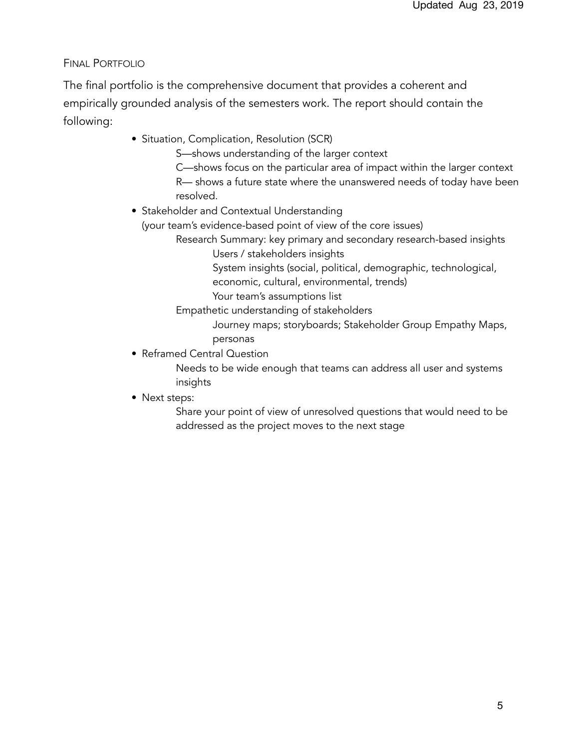## Final Portfolio

The final portfolio is the comprehensive document that provides a coherent and empirically grounded analysis of the semesters work. The report should contain the following:

- Situation, Complication, Resolution (SCR)
  - S—shows understanding of the larger context
  - C—shows focus on the particular area of impact within the larger context
  - R— shows a future state where the unanswered needs of today have been resolved.
- Stakeholder and Contextual Understanding
  (your team's evidence-based point of view of the core issues)
  - Research Summary: key primary and secondary research-based insights
    - Users / stakeholders insights
    - System insights (social, political, demographic, technological, economic, cultural, environmental, trends)
    - Your team's assumptions list
  - Empathetic understanding of stakeholders
    - Journey maps; storyboards; Stakeholder Group Empathy Maps, personas
- Reframed Central Question
  - Needs to be wide enough that teams can address all user and systems insights
- Next steps:
  - Share your point of view of unresolved questions that would need to be addressed as the project moves to the next stage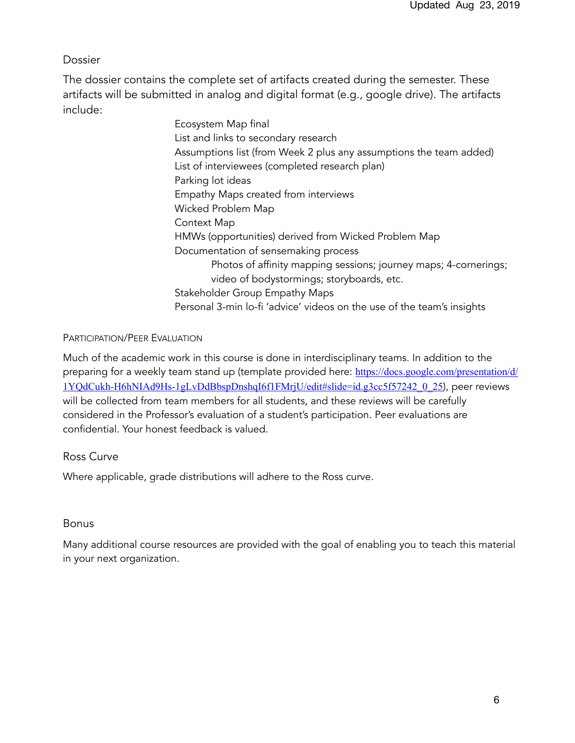## Dossier

The dossier contains the complete set of artifacts created during the semester. These artifacts will be submitted in analog and digital format (e.g., google drive). The artifacts include:

- Ecosystem Map final
- List and links to secondary research
- Assumptions list (from Week 2 plus any assumptions the team added)
- List of interviewees (completed research plan)
- Parking lot ideas
- Empathy Maps created from interviews
- Wicked Problem Map
- Context Map
- HMWs (opportunities) derived from Wicked Problem Map
- Documentation of sensemaking process
  - Photos of affinity mapping sessions; journey maps; 4-cornerings; video of bodystormings; storyboards, etc.
- Stakeholder Group Empathy Maps
- Personal 3-min lo-fi 'advice' videos on the use of the team's insights

## Participation/Peer Evaluation

Much of the academic work in this course is done in interdisciplinary teams. In addition to the preparing for a weekly team stand up (template provided here: https://docs.google.com/presentation/d/1YQdCukh-H6hNIAd9Hs-1gLvDdBbspDnshqI6f1FMrjU/edit#slide=id.g3cc5f57242_0_25), peer reviews will be collected from team members for all students, and these reviews will be carefully considered in the Professor's evaluation of a student's participation. Peer evaluations are confidential. Your honest feedback is valued.

## Ross Curve

Where applicable, grade distributions will adhere to the Ross curve.

## Bonus

Many additional course resources are provided with the goal of enabling you to teach this material in your next organization.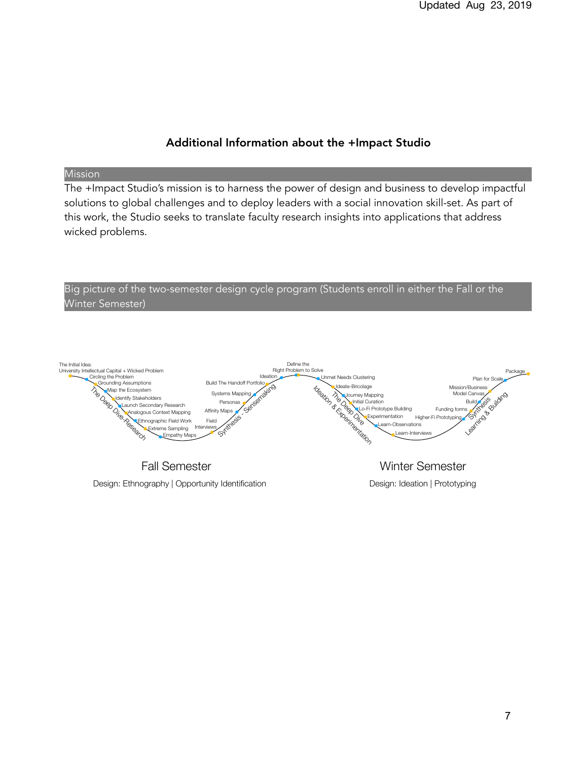## Additional Information about the +Impact Studio

### Mission

The +Impact Studio's mission is to harness the power of design and business to develop impactful solutions to global challenges and to deploy leaders with a social innovation skill-set. As part of this work, the Studio seeks to translate faculty research insights into applications that address wicked problems.

### Big picture of the two-semester design cycle program (Students enroll in either the Fall or the Winter Semester)

The Initial Idea:
University Intellectual Capital + Wicked Problem

The Deep Dive-Research
- Circling the Problem
- Grounding Assumptions
- Map the Ecosystem
- Identify Stakeholders
- Launch Secondary Research
- Analogous Context Mapping
- Ethnographic Field Work
- Extreme Sampling
- Empathy Maps

Synthesis - Sensemaking
- Field Interviews
- Affinity Maps
- Personas
- Systems Mapping
- Build The Handoff Portfolio
- Ideation

Define the Right Problem to Solve

The Deep Dive
Ideation & Experimentation
- Unmet Needs Clustering
- Ideate-Bricolage
- Journey Mapping
- Initial Curation
- Lo-Fi Prototype Building
- Experimentation
- Learn-Observations
- Learn-Interviews

Synthesis
Learning & Building
- Higher-Fi Prototyping
- Funding forms
- Build
- Mission/Business Model Canvas
- Plan for Scale
- Package

**Fall Semester**

Design: Ethnography | Opportunity Identification

**Winter Semester**

Design: Ideation | Prototyping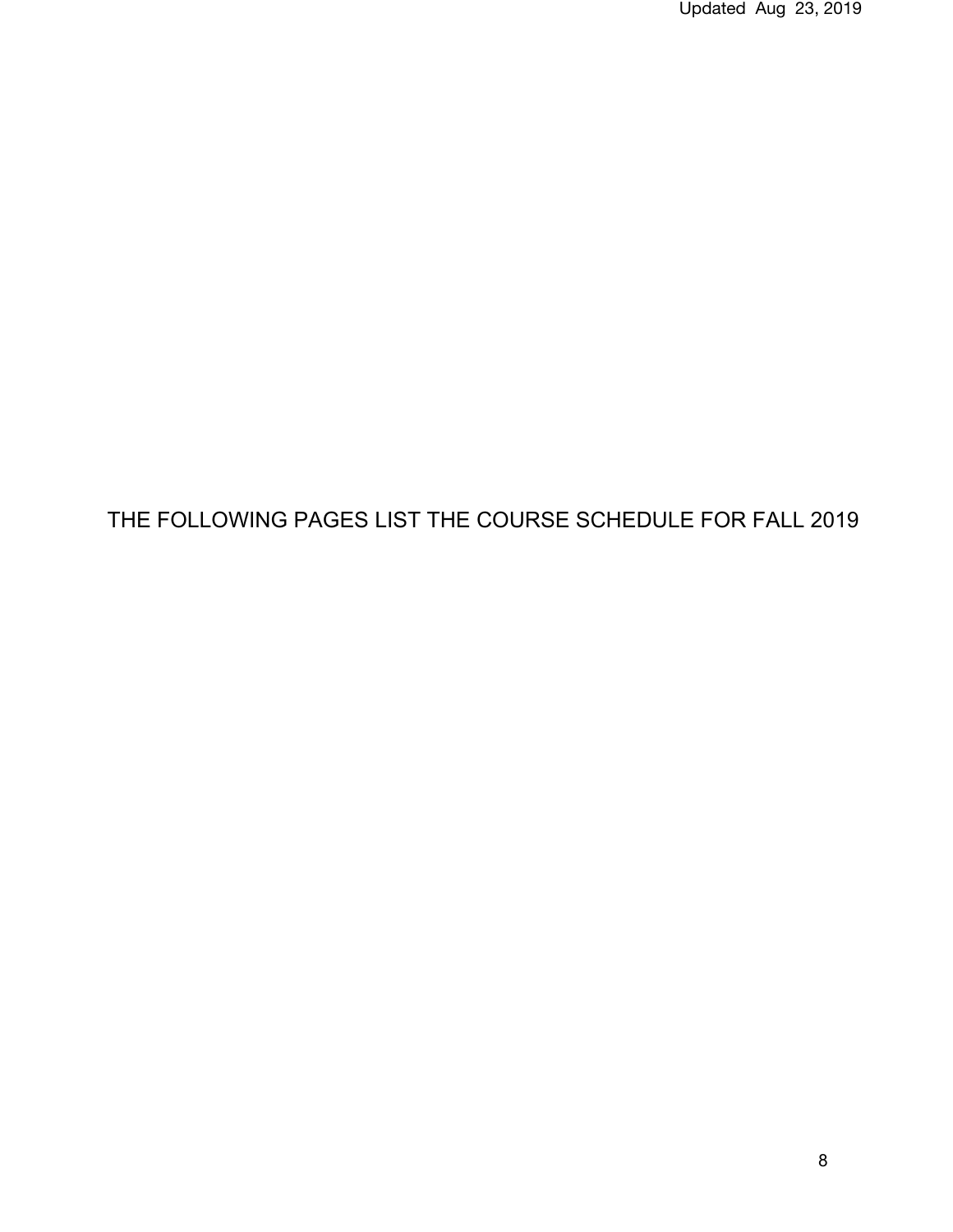THE FOLLOWING PAGES LIST THE COURSE SCHEDULE FOR FALL 2019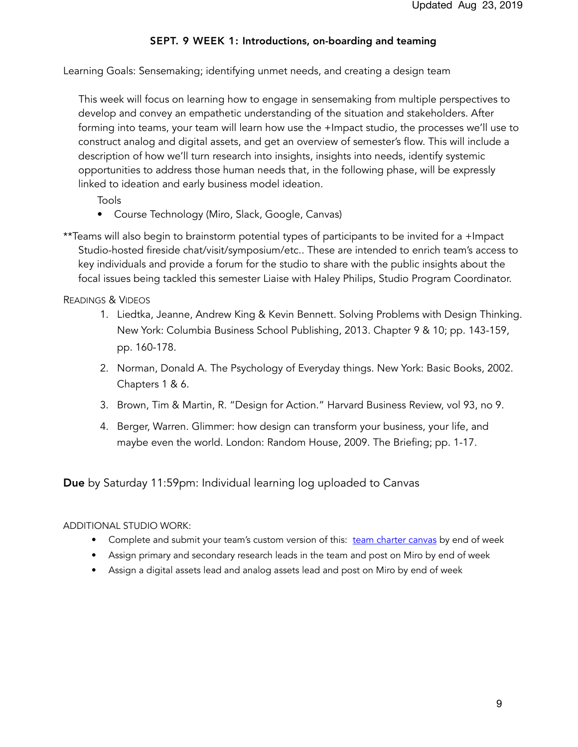## SEPT. 9 WEEK 1: Introductions, on-boarding and teaming

Learning Goals: Sensemaking; identifying unmet needs, and creating a design team

This week will focus on learning how to engage in sensemaking from multiple perspectives to develop and convey an empathetic understanding of the situation and stakeholders. After forming into teams, your team will learn how use the +Impact studio, the processes we'll use to construct analog and digital assets, and get an overview of semester's flow. This will include a description of how we'll turn research into insights, insights into needs, identify systemic opportunities to address those human needs that, in the following phase, will be expressly linked to ideation and early business model ideation.

Tools

- Course Technology (Miro, Slack, Google, Canvas)

**Teams will also begin to brainstorm potential types of participants to be invited for a +Impact Studio-hosted fireside chat/visit/symposium/etc.. These are intended to enrich team's access to key individuals and provide a forum for the studio to share with the public insights about the focal issues being tackled this semester Liaise with Haley Philips, Studio Program Coordinator.

READINGS & VIDEOS

1. Liedtka, Jeanne, Andrew King & Kevin Bennett. Solving Problems with Design Thinking. New York: Columbia Business School Publishing, 2013. Chapter 9 & 10; pp. 143-159, pp. 160-178.
2. Norman, Donald A. The Psychology of Everyday things. New York: Basic Books, 2002. Chapters 1 & 6.
3. Brown, Tim & Martin, R. "Design for Action." Harvard Business Review, vol 93, no 9.
4. Berger, Warren. Glimmer: how design can transform your business, your life, and maybe even the world. London: Random House, 2009. The Briefing; pp. 1-17.

**Due** by Saturday 11:59pm: Individual learning log uploaded to Canvas

ADDITIONAL STUDIO WORK:

- Complete and submit your team's custom version of this: team charter canvas by end of week
- Assign primary and secondary research leads in the team and post on Miro by end of week
- Assign a digital assets lead and analog assets lead and post on Miro by end of week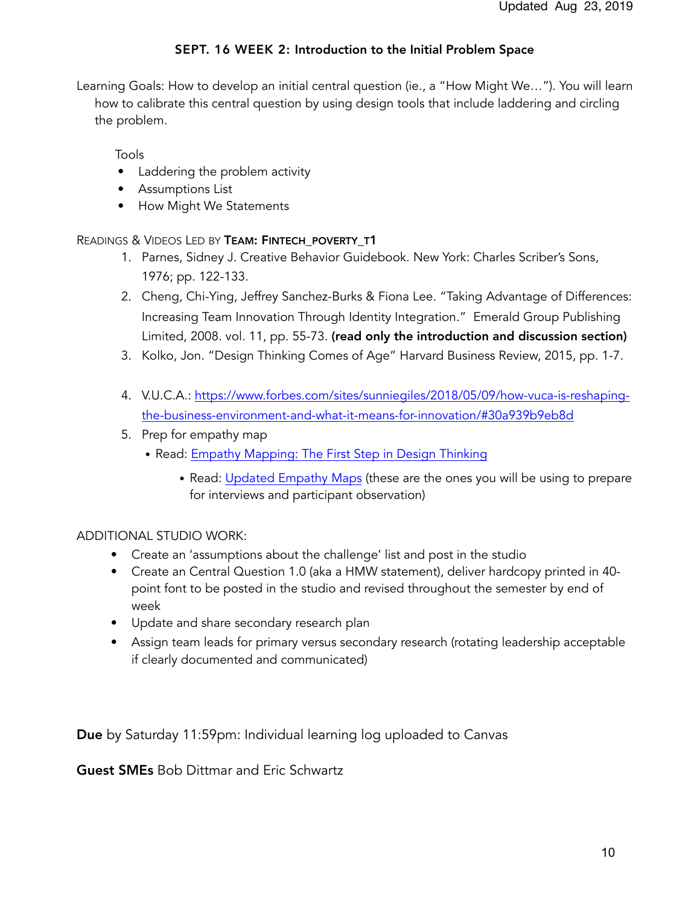## SEPT. 16 WEEK 2: Introduction to the Initial Problem Space

Learning Goals: How to develop an initial central question (ie., a "How Might We…"). You will learn how to calibrate this central question by using design tools that include laddering and circling the problem.

Tools

- Laddering the problem activity
- Assumptions List
- How Might We Statements

READINGS & VIDEOS LED BY **TEAM: FINTECH_POVERTY_T1**

1. Parnes, Sidney J. Creative Behavior Guidebook. New York: Charles Scriber's Sons, 1976; pp. 122-133.
2. Cheng, Chi-Ying, Jeffrey Sanchez-Burks & Fiona Lee. "Taking Advantage of Differences: Increasing Team Innovation Through Identity Integration." Emerald Group Publishing Limited, 2008. vol. 11, pp. 55-73. **(read only the introduction and discussion section)**
3. Kolko, Jon. "Design Thinking Comes of Age" Harvard Business Review, 2015, pp. 1-7.
4. V.U.C.A.: https://www.forbes.com/sites/sunniegiles/2018/05/09/how-vuca-is-reshaping-the-business-environment-and-what-it-means-for-innovation/#30a939b9eb8d
5. Prep for empathy map
   - Read: Empathy Mapping: The First Step in Design Thinking
     - Read: Updated Empathy Maps (these are the ones you will be using to prepare for interviews and participant observation)

ADDITIONAL STUDIO WORK:

- Create an 'assumptions about the challenge' list and post in the studio
- Create an Central Question 1.0 (aka a HMW statement), deliver hardcopy printed in 40-point font to be posted in the studio and revised throughout the semester by end of week
- Update and share secondary research plan
- Assign team leads for primary versus secondary research (rotating leadership acceptable if clearly documented and communicated)

**Due** by Saturday 11:59pm: Individual learning log uploaded to Canvas

**Guest SMEs** Bob Dittmar and Eric Schwartz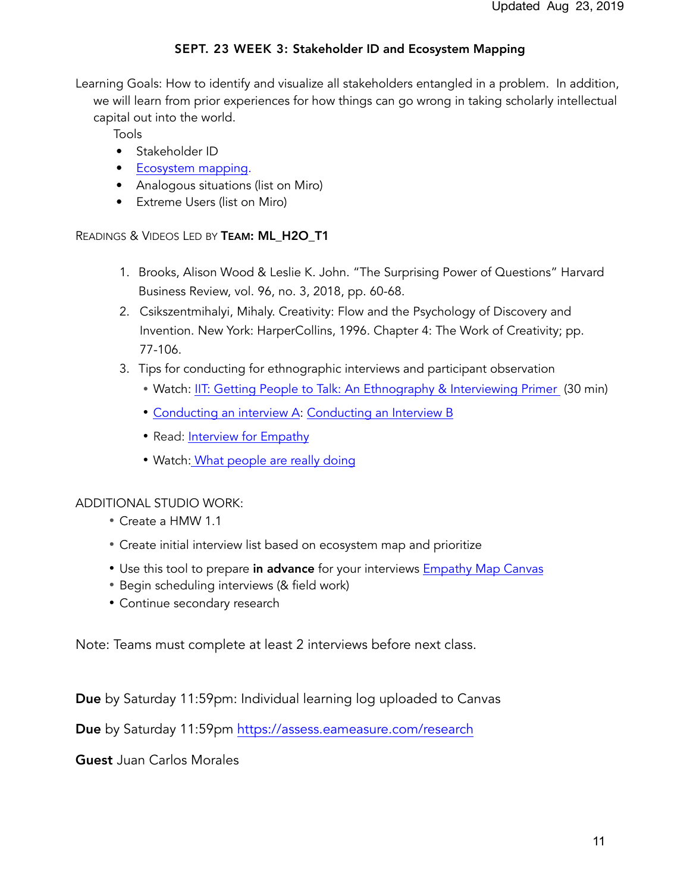## SEPT. 23 WEEK 3: Stakeholder ID and Ecosystem Mapping

Learning Goals: How to identify and visualize all stakeholders entangled in a problem. In addition, we will learn from prior experiences for how things can go wrong in taking scholarly intellectual capital out into the world.

Tools

- Stakeholder ID
- Ecosystem mapping.
- Analogous situations (list on Miro)
- Extreme Users (list on Miro)

READINGS & VIDEOS LED BY **TEAM: ML_H2O_T1**

1. Brooks, Alison Wood & Leslie K. John. "The Surprising Power of Questions" Harvard Business Review, vol. 96, no. 3, 2018, pp. 60-68.
2. Csikszentmihalyi, Mihaly. Creativity: Flow and the Psychology of Discovery and Invention. New York: HarperCollins, 1996. Chapter 4: The Work of Creativity; pp. 77-106.
3. Tips for conducting for ethnographic interviews and participant observation
   - Watch: IIT: Getting People to Talk: An Ethnography & Interviewing Primer (30 min)
   - Conducting an interview A: Conducting an Interview B
   - Read: Interview for Empathy
   - Watch: What people are really doing

ADDITIONAL STUDIO WORK:

- Create a HMW 1.1
- Create initial interview list based on ecosystem map and prioritize
- Use this tool to prepare **in advance** for your interviews Empathy Map Canvas
- Begin scheduling interviews (& field work)
- Continue secondary research

Note: Teams must complete at least 2 interviews before next class.

**Due** by Saturday 11:59pm: Individual learning log uploaded to Canvas

**Due** by Saturday 11:59pm https://assess.eameasure.com/research

**Guest** Juan Carlos Morales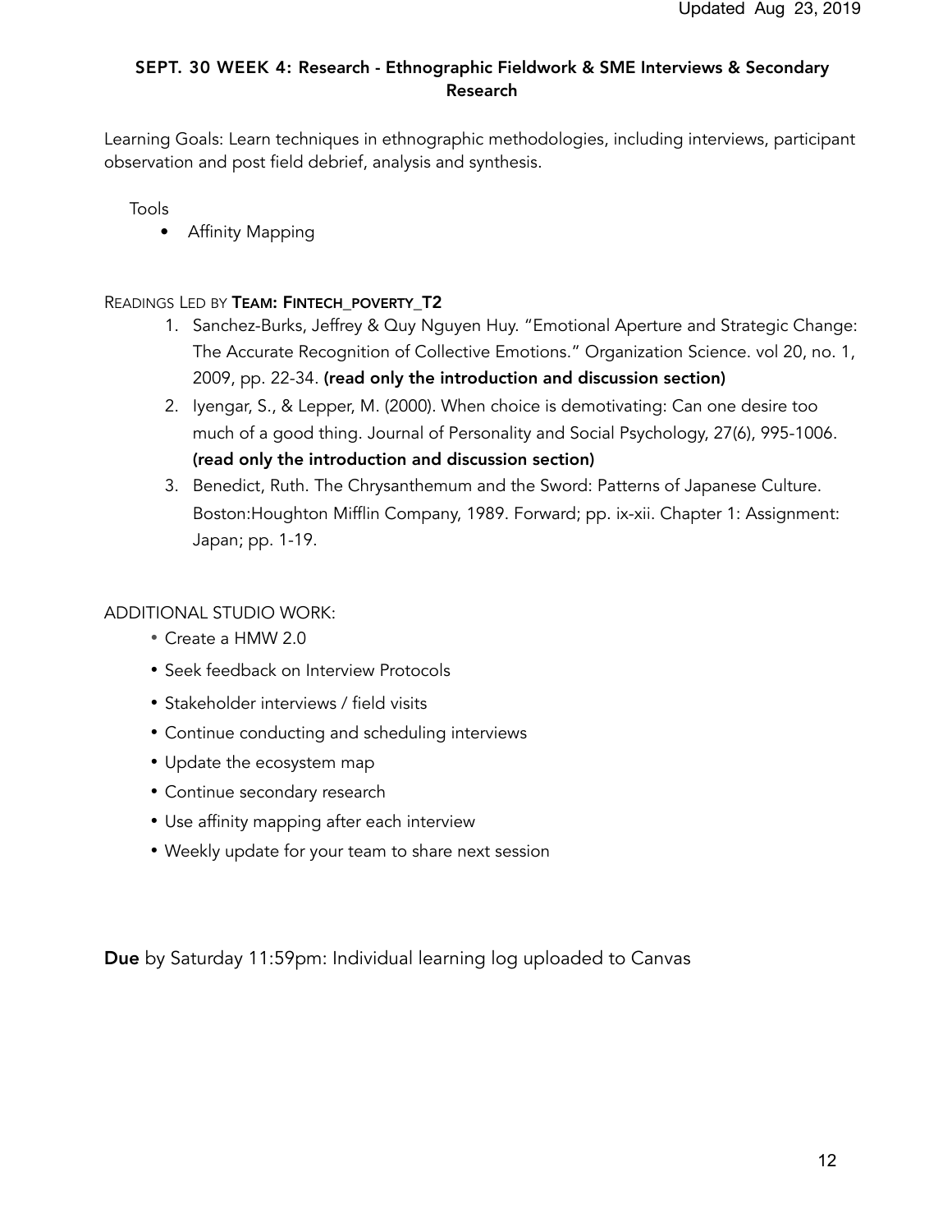### SEPT. 30 WEEK 4: Research - Ethnographic Fieldwork & SME Interviews & Secondary Research

Learning Goals: Learn techniques in ethnographic methodologies, including interviews, participant observation and post field debrief, analysis and synthesis.

Tools

- Affinity Mapping

READINGS LED BY **TEAM: FINTECH_POVERTY_T2**

1. Sanchez-Burks, Jeffrey & Quy Nguyen Huy. "Emotional Aperture and Strategic Change: The Accurate Recognition of Collective Emotions." Organization Science. vol 20, no. 1, 2009, pp. 22-34. **(read only the introduction and discussion section)**
2. Iyengar, S., & Lepper, M. (2000). When choice is demotivating: Can one desire too much of a good thing. Journal of Personality and Social Psychology, 27(6), 995-1006. **(read only the introduction and discussion section)**
3. Benedict, Ruth. The Chrysanthemum and the Sword: Patterns of Japanese Culture. Boston:Houghton Mifflin Company, 1989. Forward; pp. ix-xii. Chapter 1: Assignment: Japan; pp. 1-19.

ADDITIONAL STUDIO WORK:

- Create a HMW 2.0
- Seek feedback on Interview Protocols
- Stakeholder interviews / field visits
- Continue conducting and scheduling interviews
- Update the ecosystem map
- Continue secondary research
- Use affinity mapping after each interview
- Weekly update for your team to share next session

**Due** by Saturday 11:59pm: Individual learning log uploaded to Canvas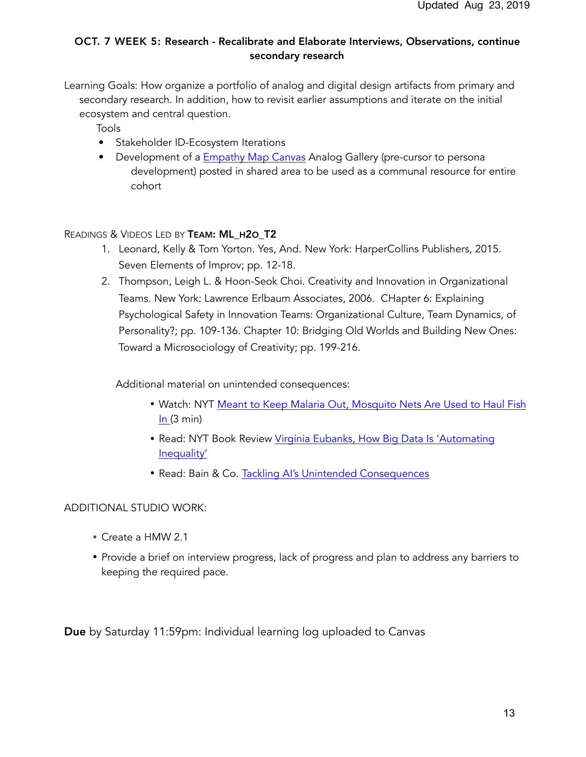### OCT. 7 WEEK 5: Research - Recalibrate and Elaborate Interviews, Observations, continue secondary research

Learning Goals: How organize a portfolio of analog and digital design artifacts from primary and secondary research. In addition, how to revisit earlier assumptions and iterate on the initial ecosystem and central question.

Tools

- Stakeholder ID-Ecosystem Iterations
- Development of a Empathy Map Canvas Analog Gallery (pre-cursor to persona development) posted in shared area to be used as a communal resource for entire cohort

READINGS & VIDEOS LED BY **TEAM: ML_H2O_T2**

1. Leonard, Kelly & Tom Yorton. Yes, And. New York: HarperCollins Publishers, 2015. Seven Elements of Improv; pp. 12-18.
2. Thompson, Leigh L. & Hoon-Seok Choi. Creativity and Innovation in Organizational Teams. New York: Lawrence Erlbaum Associates, 2006. CHapter 6: Explaining Psychological Safety in Innovation Teams: Organizational Culture, Team Dynamics, of Personality?; pp. 109-136. Chapter 10: Bridging Old Worlds and Building New Ones: Toward a Microsociology of Creativity; pp. 199-216.

Additional material on unintended consequences:

- Watch: NYT Meant to Keep Malaria Out, Mosquito Nets Are Used to Haul Fish In (3 min)
- Read: NYT Book Review Virginia Eubanks, How Big Data Is 'Automating Inequality'
- Read: Bain & Co. Tackling AI's Unintended Consequences

ADDITIONAL STUDIO WORK:

- Create a HMW 2.1
- Provide a brief on interview progress, lack of progress and plan to address any barriers to keeping the required pace.

**Due** by Saturday 11:59pm: Individual learning log uploaded to Canvas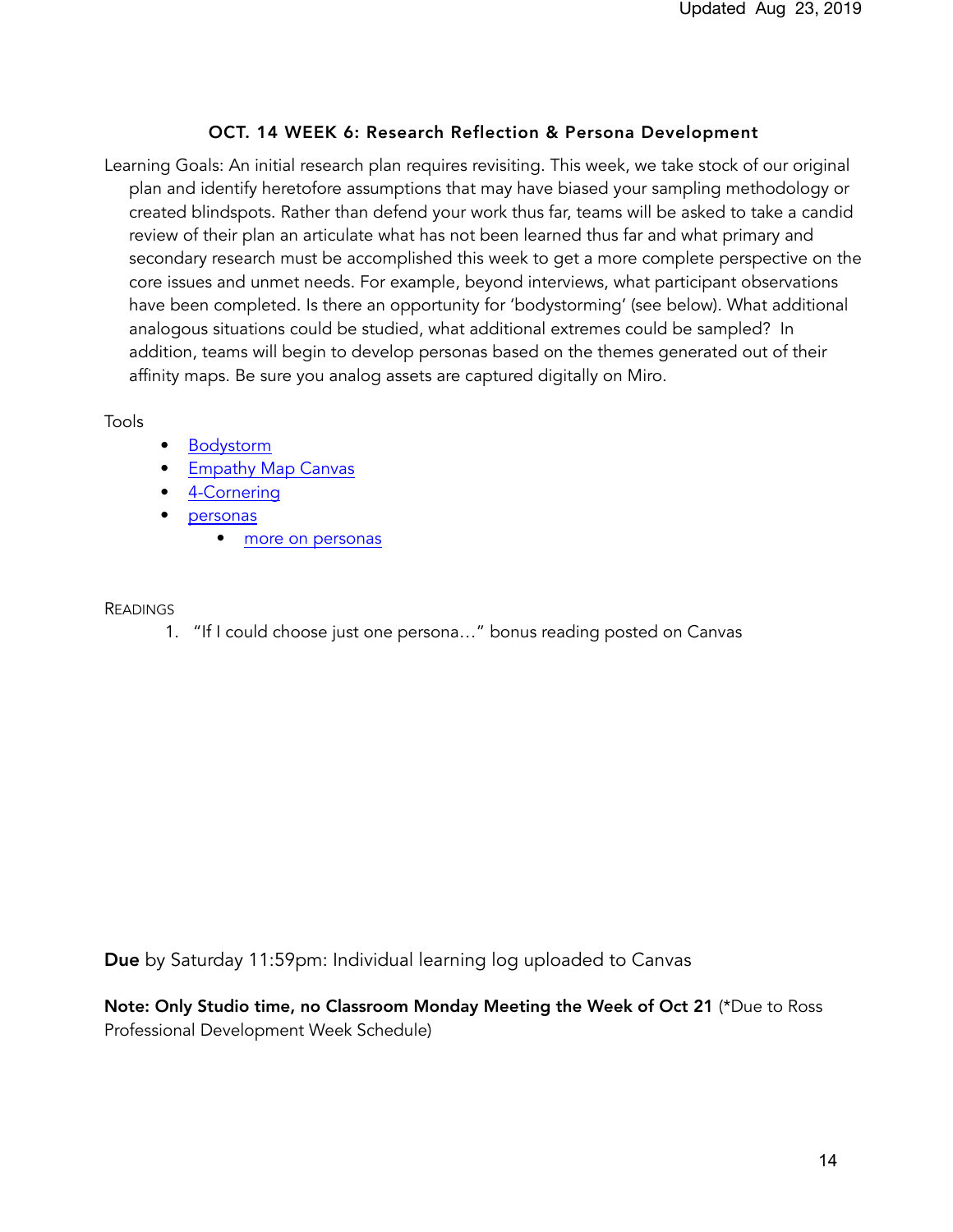### OCT. 14 WEEK 6: Research Reflection & Persona Development

Learning Goals: An initial research plan requires revisiting. This week, we take stock of our original plan and identify heretofore assumptions that may have biased your sampling methodology or created blindspots. Rather than defend your work thus far, teams will be asked to take a candid review of their plan an articulate what has not been learned thus far and what primary and secondary research must be accomplished this week to get a more complete perspective on the core issues and unmet needs. For example, beyond interviews, what participant observations have been completed. Is there an opportunity for 'bodystorming' (see below). What additional analogous situations could be studied, what additional extremes could be sampled? In addition, teams will begin to develop personas based on the themes generated out of their affinity maps. Be sure you analog assets are captured digitally on Miro.

Tools

- Bodystorm
- Empathy Map Canvas
- 4-Cornering
- personas
    - more on personas

READINGS

1. "If I could choose just one persona…" bonus reading posted on Canvas

**Due** by Saturday 11:59pm: Individual learning log uploaded to Canvas

**Note: Only Studio time, no Classroom Monday Meeting the Week of Oct 21** (*Due to Ross Professional Development Week Schedule)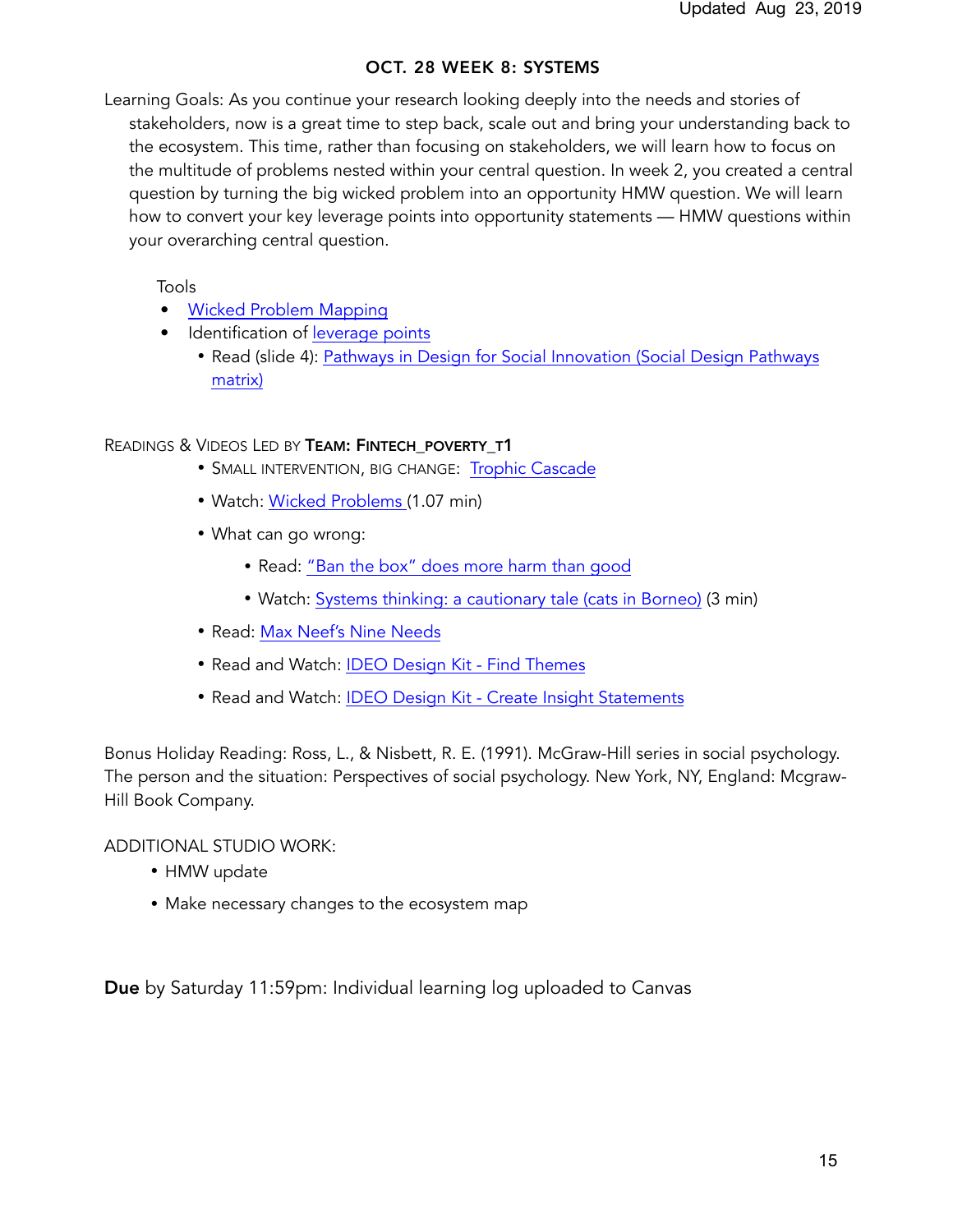## OCT. 28 WEEK 8: SYSTEMS

Learning Goals: As you continue your research looking deeply into the needs and stories of stakeholders, now is a great time to step back, scale out and bring your understanding back to the ecosystem. This time, rather than focusing on stakeholders, we will learn how to focus on the multitude of problems nested within your central question. In week 2, you created a central question by turning the big wicked problem into an opportunity HMW question. We will learn how to convert your key leverage points into opportunity statements — HMW questions within your overarching central question.

Tools

- Wicked Problem Mapping
- Identification of leverage points
  - Read (slide 4): Pathways in Design for Social Innovation (Social Design Pathways matrix)

Readings & Videos Led by **Team: Fintech_poverty_t1**

- Small intervention, big change: Trophic Cascade
- Watch: Wicked Problems (1.07 min)
- What can go wrong:
  - Read: "Ban the box" does more harm than good
  - Watch: Systems thinking: a cautionary tale (cats in Borneo) (3 min)
- Read: Max Neef's Nine Needs
- Read and Watch: IDEO Design Kit - Find Themes
- Read and Watch: IDEO Design Kit - Create Insight Statements

Bonus Holiday Reading: Ross, L., & Nisbett, R. E. (1991). McGraw-Hill series in social psychology. The person and the situation: Perspectives of social psychology. New York, NY, England: Mcgraw-Hill Book Company.

ADDITIONAL STUDIO WORK:

- HMW update
- Make necessary changes to the ecosystem map

**Due** by Saturday 11:59pm: Individual learning log uploaded to Canvas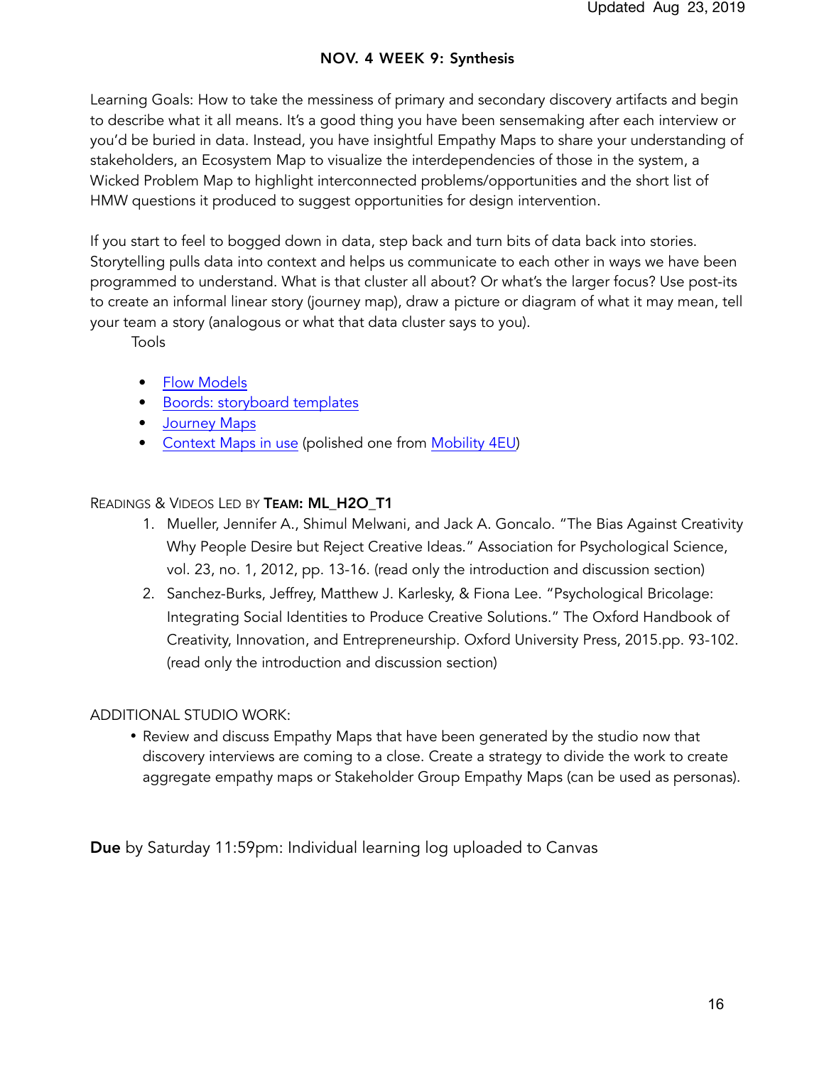### NOV. 4 WEEK 9: Synthesis

Learning Goals: How to take the messiness of primary and secondary discovery artifacts and begin to describe what it all means. It's a good thing you have been sensemaking after each interview or you'd be buried in data. Instead, you have insightful Empathy Maps to share your understanding of stakeholders, an Ecosystem Map to visualize the interdependencies of those in the system, a Wicked Problem Map to highlight interconnected problems/opportunities and the short list of HMW questions it produced to suggest opportunities for design intervention.

If you start to feel to bogged down in data, step back and turn bits of data back into stories. Storytelling pulls data into context and helps us communicate to each other in ways we have been programmed to understand. What is that cluster all about? Or what's the larger focus? Use post-its to create an informal linear story (journey map), draw a picture or diagram of what it may mean, tell your team a story (analogous or what that data cluster says to you).

Tools

- Flow Models
- Boords: storyboard templates
- Journey Maps
- Context Maps in use (polished one from Mobility 4EU)

READINGS & VIDEOS LED BY **TEAM: ML_H2O_T1**

1. Mueller, Jennifer A., Shimul Melwani, and Jack A. Goncalo. "The Bias Against Creativity Why People Desire but Reject Creative Ideas." Association for Psychological Science, vol. 23, no. 1, 2012, pp. 13-16. (read only the introduction and discussion section)
2. Sanchez-Burks, Jeffrey, Matthew J. Karlesky, & Fiona Lee. "Psychological Bricolage: Integrating Social Identities to Produce Creative Solutions." The Oxford Handbook of Creativity, Innovation, and Entrepreneurship. Oxford University Press, 2015.pp. 93-102. (read only the introduction and discussion section)

ADDITIONAL STUDIO WORK:

- Review and discuss Empathy Maps that have been generated by the studio now that discovery interviews are coming to a close. Create a strategy to divide the work to create aggregate empathy maps or Stakeholder Group Empathy Maps (can be used as personas).

**Due** by Saturday 11:59pm: Individual learning log uploaded to Canvas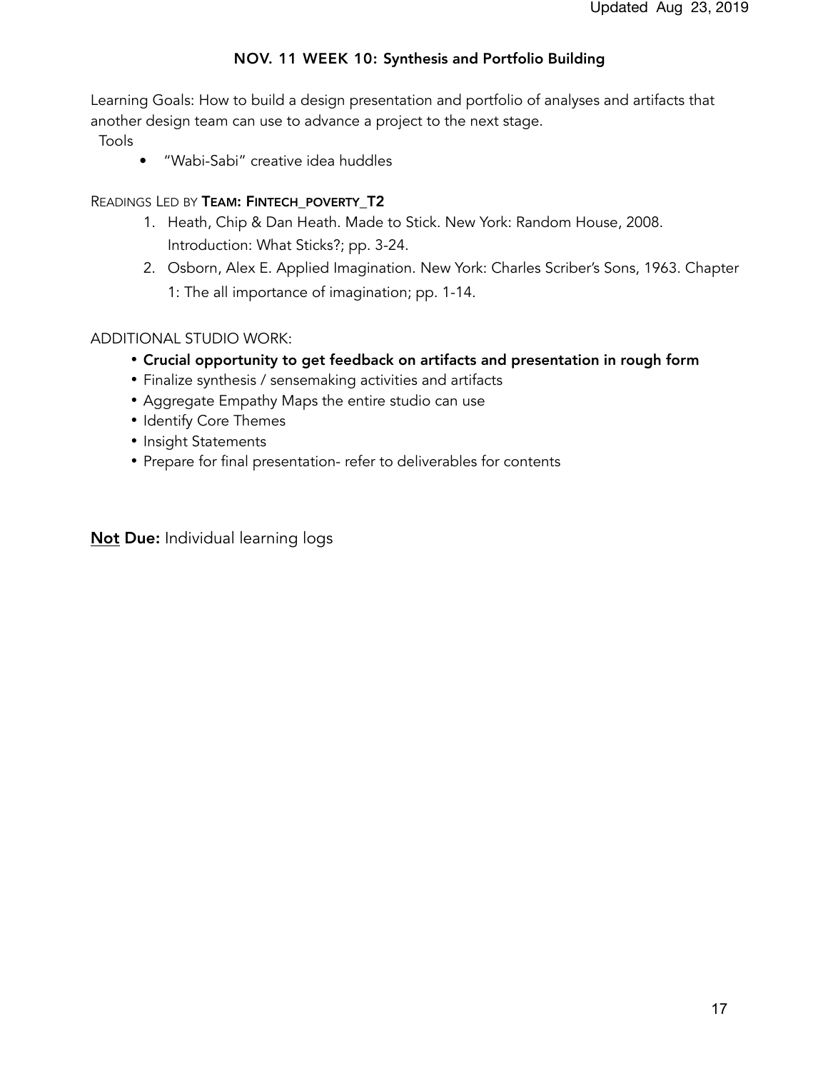## NOV. 11 WEEK 10: Synthesis and Portfolio Building

Learning Goals: How to build a design presentation and portfolio of analyses and artifacts that another design team can use to advance a project to the next stage.

Tools

- "Wabi-Sabi" creative idea huddles

READINGS LED BY **TEAM: FINTECH_POVERTY_T2**

1. Heath, Chip & Dan Heath. Made to Stick. New York: Random House, 2008. Introduction: What Sticks?; pp. 3-24.
2. Osborn, Alex E. Applied Imagination. New York: Charles Scriber's Sons, 1963. Chapter 1: The all importance of imagination; pp. 1-14.

ADDITIONAL STUDIO WORK:

- **Crucial opportunity to get feedback on artifacts and presentation in rough form**
- Finalize synthesis / sensemaking activities and artifacts
- Aggregate Empathy Maps the entire studio can use
- Identify Core Themes
- Insight Statements
- Prepare for final presentation- refer to deliverables for contents

**Not Due:** Individual learning logs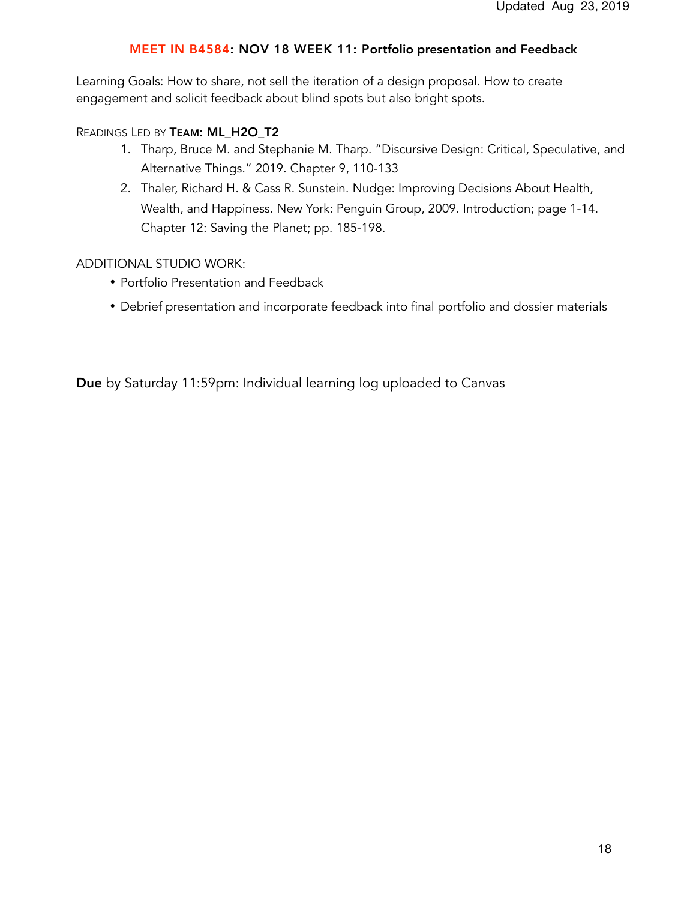## MEET IN B4584: NOV 18 WEEK 11: Portfolio presentation and Feedback

Learning Goals: How to share, not sell the iteration of a design proposal. How to create engagement and solicit feedback about blind spots but also bright spots.

READINGS LED BY **TEAM: ML_H2O_T2**

1. Tharp, Bruce M. and Stephanie M. Tharp. "Discursive Design: Critical, Speculative, and Alternative Things." 2019. Chapter 9, 110-133
2. Thaler, Richard H. & Cass R. Sunstein. Nudge: Improving Decisions About Health, Wealth, and Happiness. New York: Penguin Group, 2009. Introduction; page 1-14. Chapter 12: Saving the Planet; pp. 185-198.

ADDITIONAL STUDIO WORK:

- Portfolio Presentation and Feedback
- Debrief presentation and incorporate feedback into final portfolio and dossier materials

**Due** by Saturday 11:59pm: Individual learning log uploaded to Canvas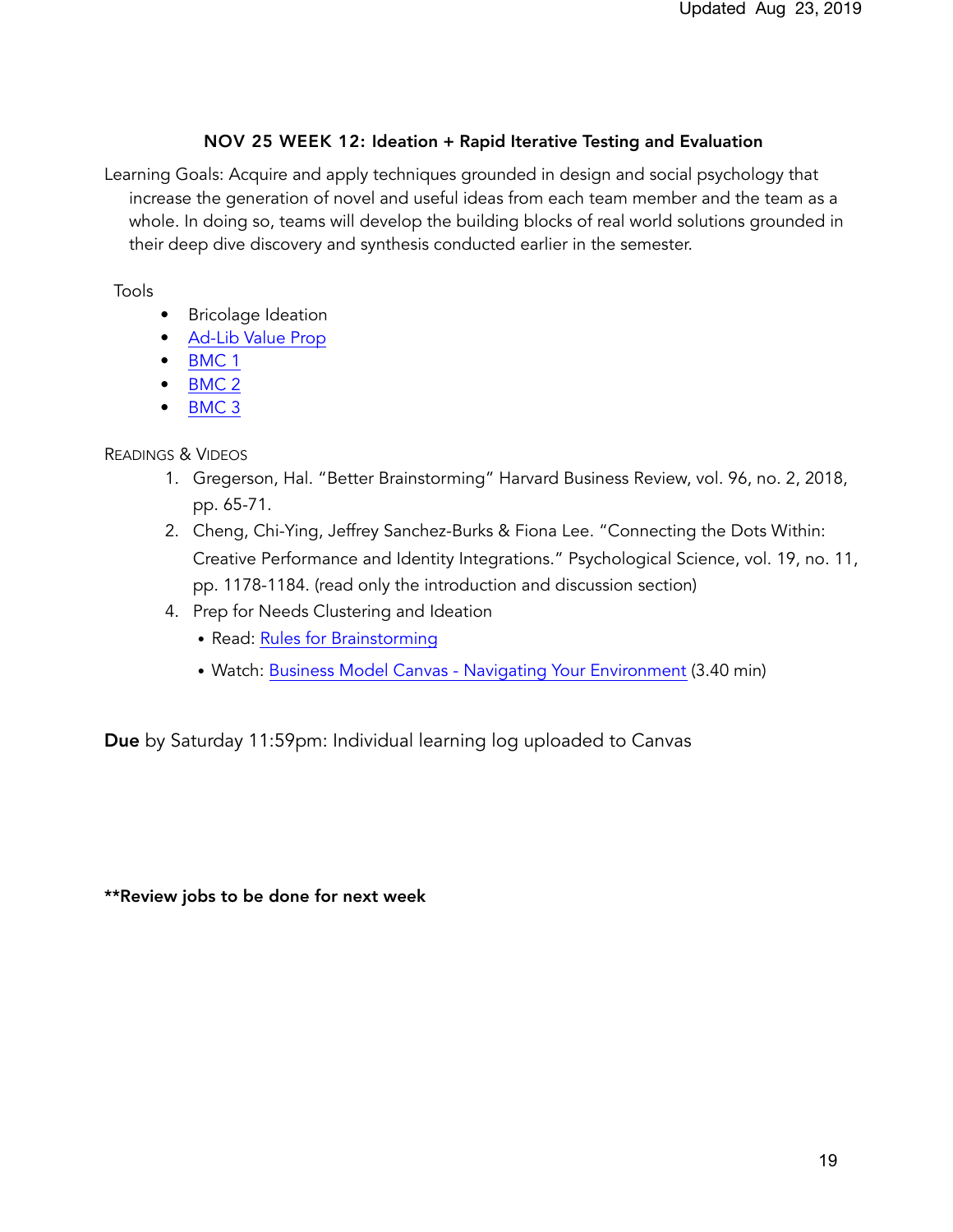### NOV 25 WEEK 12: Ideation + Rapid Iterative Testing and Evaluation

Learning Goals: Acquire and apply techniques grounded in design and social psychology that increase the generation of novel and useful ideas from each team member and the team as a whole. In doing so, teams will develop the building blocks of real world solutions grounded in their deep dive discovery and synthesis conducted earlier in the semester.

Tools

- Bricolage Ideation
- Ad-Lib Value Prop
- BMC 1
- BMC 2
- BMC 3

Readings & Videos

1. Gregerson, Hal. "Better Brainstorming" Harvard Business Review, vol. 96, no. 2, 2018, pp. 65-71.
2. Cheng, Chi-Ying, Jeffrey Sanchez-Burks & Fiona Lee. "Connecting the Dots Within: Creative Performance and Identity Integrations." Psychological Science, vol. 19, no. 11, pp. 1178-1184. (read only the introduction and discussion section)
4. Prep for Needs Clustering and Ideation
   - Read: Rules for Brainstorming
   - Watch: Business Model Canvas - Navigating Your Environment (3.40 min)

**Due** by Saturday 11:59pm: Individual learning log uploaded to Canvas

**\*\*Review jobs to be done for next week**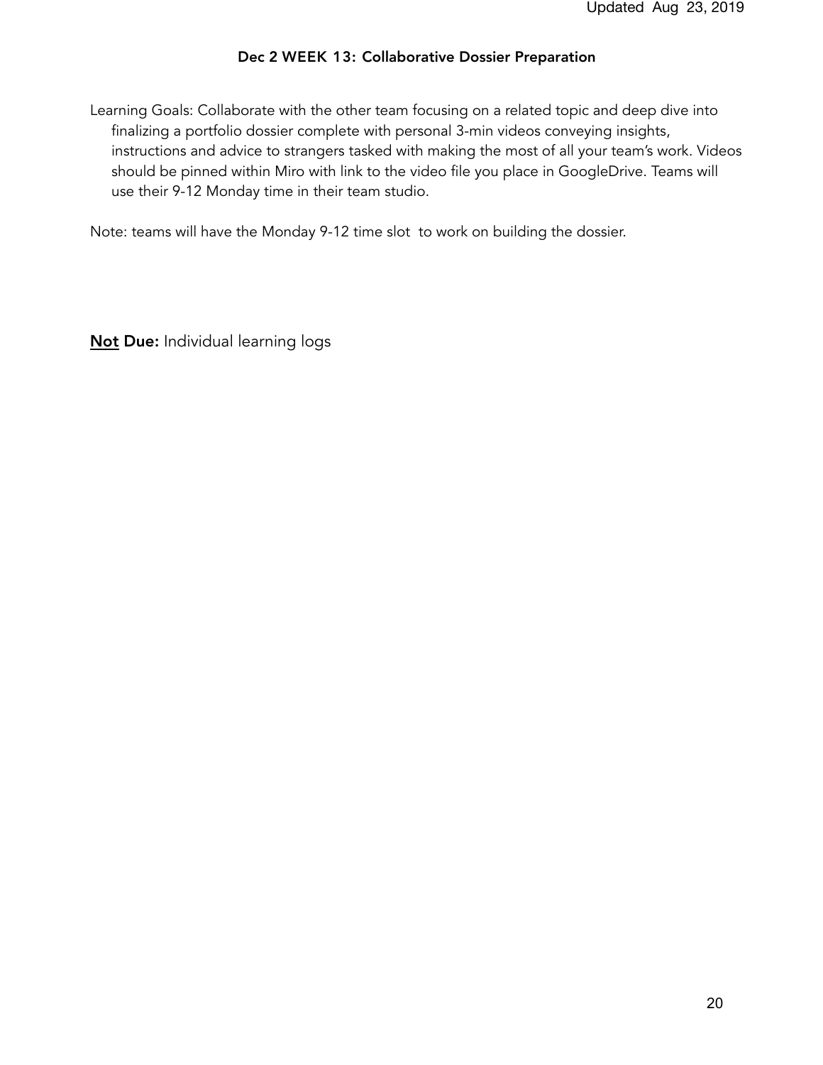### Dec 2 WEEK 13: Collaborative Dossier Preparation

Learning Goals: Collaborate with the other team focusing on a related topic and deep dive into finalizing a portfolio dossier complete with personal 3-min videos conveying insights, instructions and advice to strangers tasked with making the most of all your team's work. Videos should be pinned within Miro with link to the video file you place in GoogleDrive. Teams will use their 9-12 Monday time in their team studio.

Note: teams will have the Monday 9-12 time slot to work on building the dossier.

**Not Due:** Individual learning logs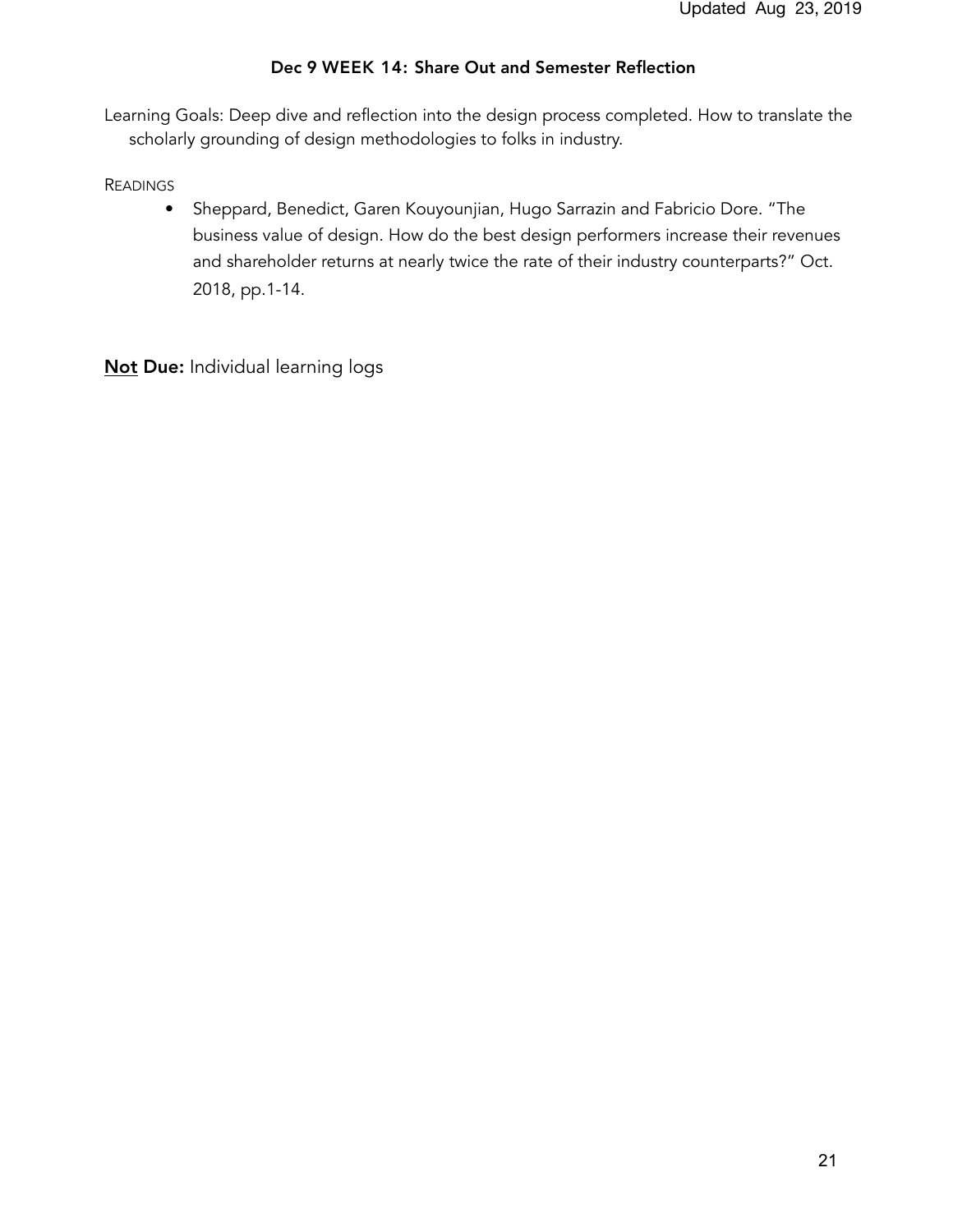### Dec 9 WEEK 14: Share Out and Semester Reflection

Learning Goals: Deep dive and reflection into the design process completed. How to translate the scholarly grounding of design methodologies to folks in industry.

READINGS

- Sheppard, Benedict, Garen Kouyounjian, Hugo Sarrazin and Fabricio Dore. "The business value of design. How do the best design performers increase their revenues and shareholder returns at nearly twice the rate of their industry counterparts?" Oct. 2018, pp.1-14.

**Not Due:** Individual learning logs